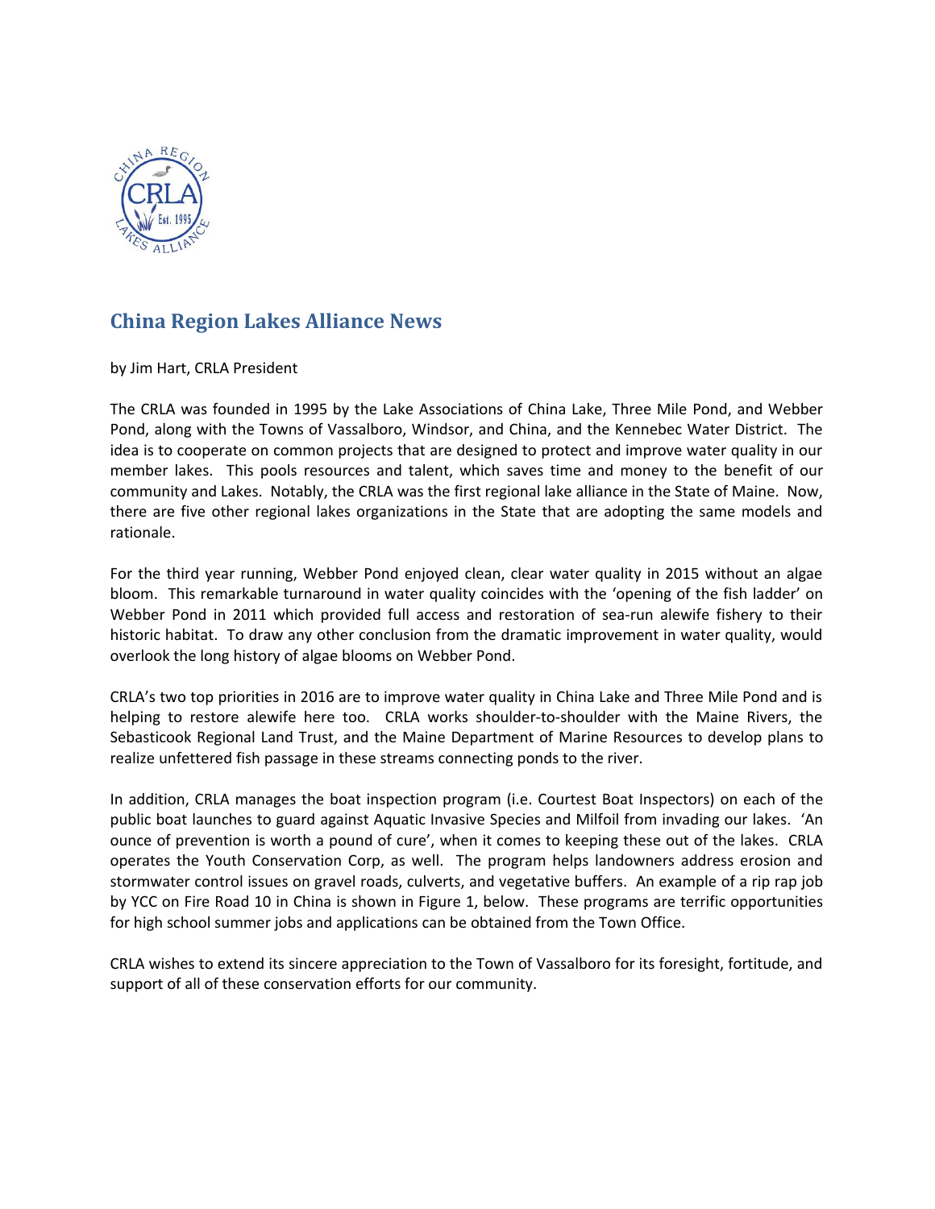## China Region Lakes Alliance News

by Jim Hart, CRLA President

The CRLA was founded in 1995 by the Lake Associations of China Lake, Three Mile Pond, and Webber Pond, along with the Towns of Vassalboro, Windsor, and China, and the Kennebec Water District. The idea is to cooperate on common projects that are designed to protect and improve water quality in our member lakes. This pools resources and talent, which saves time and money to the benefit of our community and Lakes. Notably, the CRLA was the first regional lake alliance in the State of Maine. Now, there are five other regional lakes organizations in the State that are adopting the same models and rationale.

For the third year running, Webber Pond enjoyed clean, clear water quality in 2015 without an algae bloom. This remarkable turnaround in water quality coincides with the 'opening of the fish ladder' on Webber Pond in 2011 which provided full access and restoration of sea-run alewife fishery to their historic habitat. To draw any other conclusion from the dramatic improvement in water quality, would overlook the long history of algae blooms on Webber Pond.

CRLA's two top priorities in 2016 are to improve water quality in China Lake and Three Mile Pond and is helping to restore alewife here too. CRLA works shoulder-to-shoulder with the Maine Rivers, the Sebasticook Regional Land Trust, and the Maine Department of Marine Resources to develop plans to realize unfettered fish passage in these streams connecting ponds to the river.

In addition, CRLA manages the boat inspection program (i.e. Courtest Boat Inspectors) on each of the public boat launches to guard against Aquatic Invasive Species and Milfoil from invading our lakes. 'An ounce of prevention is worth a pound of cure', when it comes to keeping these out of the lakes. CRLA operates the Youth Conservation Corp, as well. The program helps landowners address erosion and stormwater control issues on gravel roads, culverts, and vegetative buffers. An example of a rip rap job by YCC on Fire Road 10 in China is shown in Figure 1, below. These programs are terrific opportunities for high school summer jobs and applications can be obtained from the Town Office.

CRLA wishes to extend its sincere appreciation to the Town of Vassalboro for its foresight, fortitude, and support of all of these conservation efforts for our community.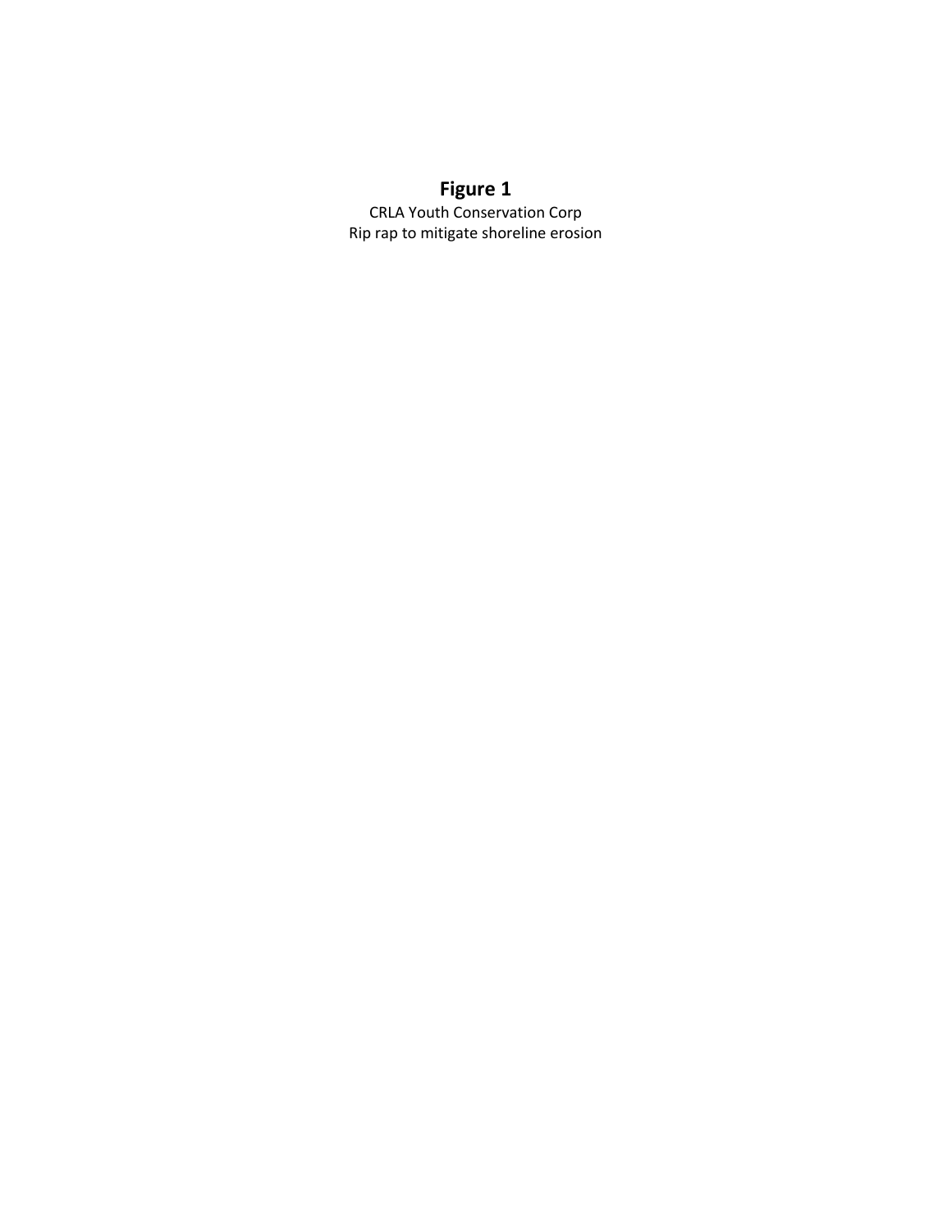**Figure 1**

CRLA Youth Conservation Corp

Rip rap to mitigate shoreline erosion